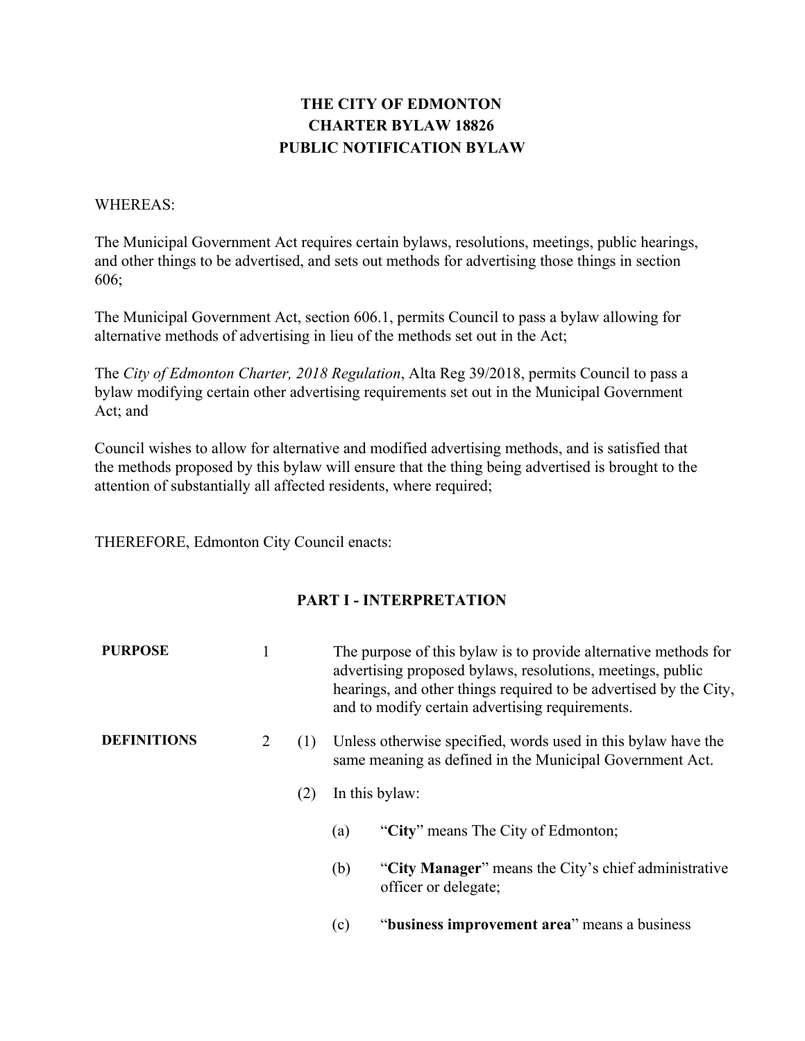# THE CITY OF EDMONTON
# CHARTER BYLAW 18826
# PUBLIC NOTIFICATION BYLAW

WHEREAS:

The Municipal Government Act requires certain bylaws, resolutions, meetings, public hearings, and other things to be advertised, and sets out methods for advertising those things in section 606;

The Municipal Government Act, section 606.1, permits Council to pass a bylaw allowing for alternative methods of advertising in lieu of the methods set out in the Act;

The *City of Edmonton Charter, 2018 Regulation*, Alta Reg 39/2018, permits Council to pass a bylaw modifying certain other advertising requirements set out in the Municipal Government Act; and

Council wishes to allow for alternative and modified advertising methods, and is satisfied that the methods proposed by this bylaw will ensure that the thing being advertised is brought to the attention of substantially all affected residents, where required;

THEREFORE, Edmonton City Council enacts:

## PART I - INTERPRETATION

**PURPOSE**

1 The purpose of this bylaw is to provide alternative methods for advertising proposed bylaws, resolutions, meetings, public hearings, and other things required to be advertised by the City, and to modify certain advertising requirements.

**DEFINITIONS**

2 (1) Unless otherwise specified, words used in this bylaw have the same meaning as defined in the Municipal Government Act.

(2) In this bylaw:

(a) "**City**" means The City of Edmonton;

(b) "**City Manager**" means the City's chief administrative officer or delegate;

(c) "**business improvement area**" means a business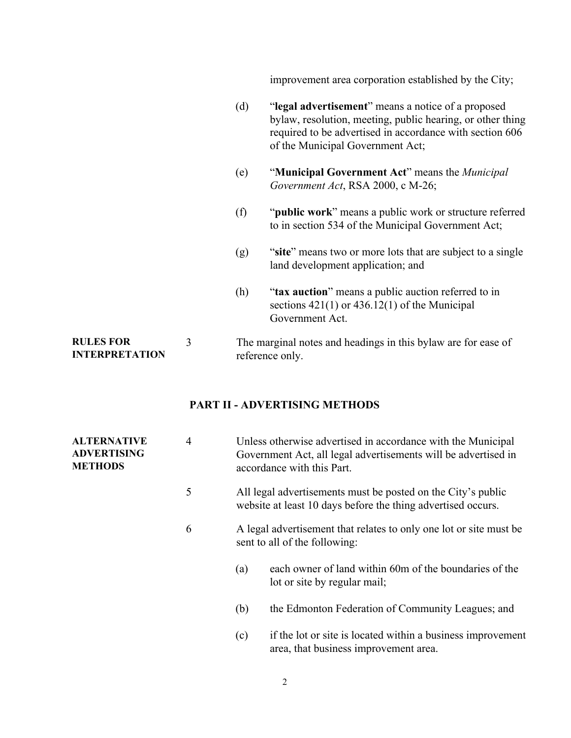improvement area corporation established by the City;

(d) "**legal advertisement**" means a notice of a proposed bylaw, resolution, meeting, public hearing, or other thing required to be advertised in accordance with section 606 of the Municipal Government Act;

(e) "**Municipal Government Act**" means the *Municipal Government Act*, RSA 2000, c M-26;

(f) "**public work**" means a public work or structure referred to in section 534 of the Municipal Government Act;

(g) "**site**" means two or more lots that are subject to a single land development application; and

(h) "**tax auction**" means a public auction referred to in sections 421(1) or 436.12(1) of the Municipal Government Act.

**RULES FOR INTERPRETATION**

3 The marginal notes and headings in this bylaw are for ease of reference only.

## PART II - ADVERTISING METHODS

**ALTERNATIVE ADVERTISING METHODS**

4 Unless otherwise advertised in accordance with the Municipal Government Act, all legal advertisements will be advertised in accordance with this Part.

5 All legal advertisements must be posted on the City's public website at least 10 days before the thing advertised occurs.

6 A legal advertisement that relates to only one lot or site must be sent to all of the following:

(a) each owner of land within 60m of the boundaries of the lot or site by regular mail;

(b) the Edmonton Federation of Community Leagues; and

(c) if the lot or site is located within a business improvement area, that business improvement area.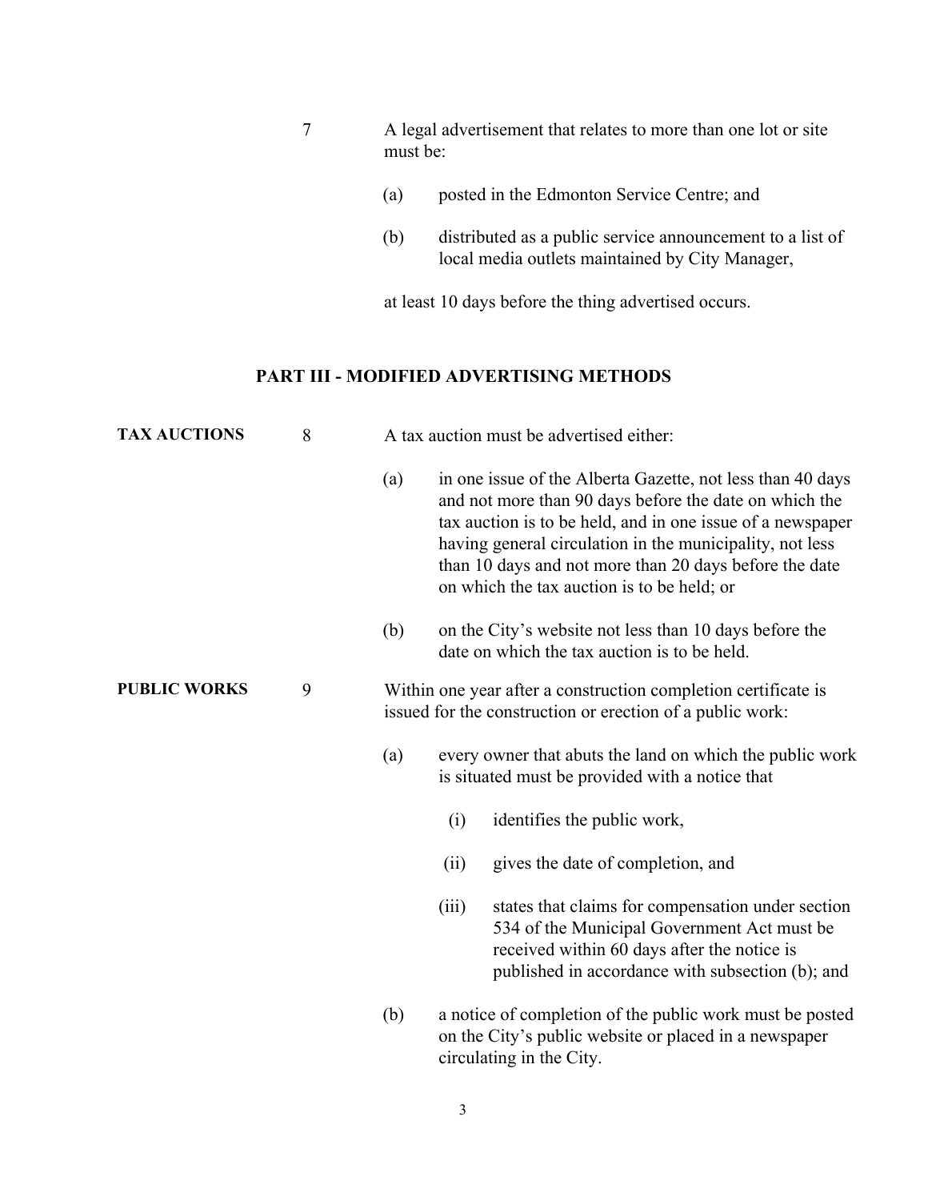7 A legal advertisement that relates to more than one lot or site must be:

(a) posted in the Edmonton Service Centre; and

(b) distributed as a public service announcement to a list of local media outlets maintained by City Manager,

at least 10 days before the thing advertised occurs.

## PART III - MODIFIED ADVERTISING METHODS

**TAX AUCTIONS**

8 A tax auction must be advertised either:

(a) in one issue of the Alberta Gazette, not less than 40 days and not more than 90 days before the date on which the tax auction is to be held, and in one issue of a newspaper having general circulation in the municipality, not less than 10 days and not more than 20 days before the date on which the tax auction is to be held; or

(b) on the City's website not less than 10 days before the date on which the tax auction is to be held.

**PUBLIC WORKS**

9 Within one year after a construction completion certificate is issued for the construction or erection of a public work:

(a) every owner that abuts the land on which the public work is situated must be provided with a notice that

(i) identifies the public work,

(ii) gives the date of completion, and

(iii) states that claims for compensation under section 534 of the Municipal Government Act must be received within 60 days after the notice is published in accordance with subsection (b); and

(b) a notice of completion of the public work must be posted on the City's public website or placed in a newspaper circulating in the City.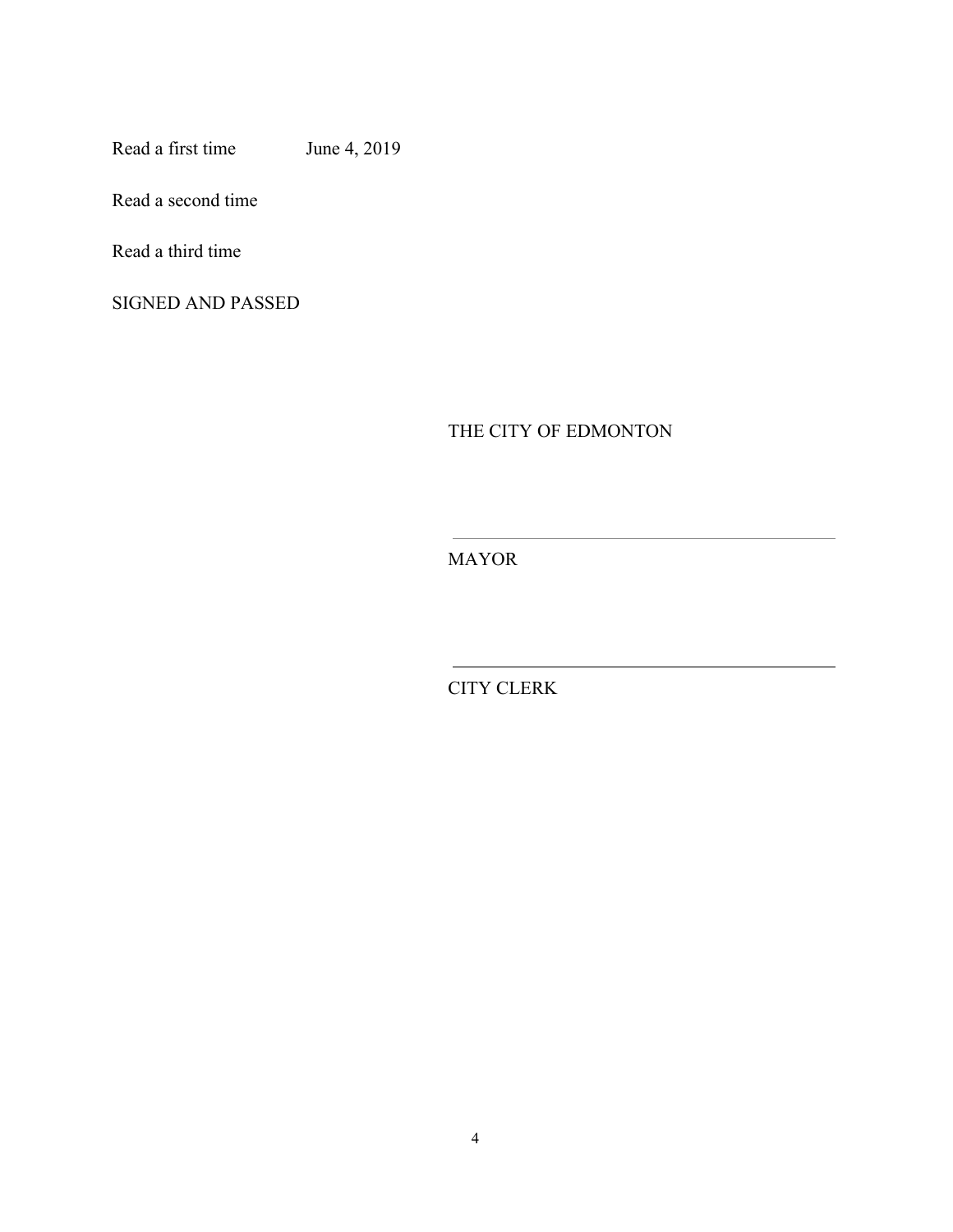Read a first time June 4, 2019

Read a second time

Read a third time

SIGNED AND PASSED

THE CITY OF EDMONTON

\_\_\_\_\_\_\_\_\_\_\_\_\_\_\_\_\_\_\_\_\_\_\_\_\_\_\_\_\_\_\_\_\_\_\_\_\_\_\_\_\_\_\_\_

MAYOR

\_\_\_\_\_\_\_\_\_\_\_\_\_\_\_\_\_\_\_\_\_\_\_\_\_\_\_\_\_\_\_\_\_\_\_\_\_\_\_\_\_\_\_\_

CITY CLERK